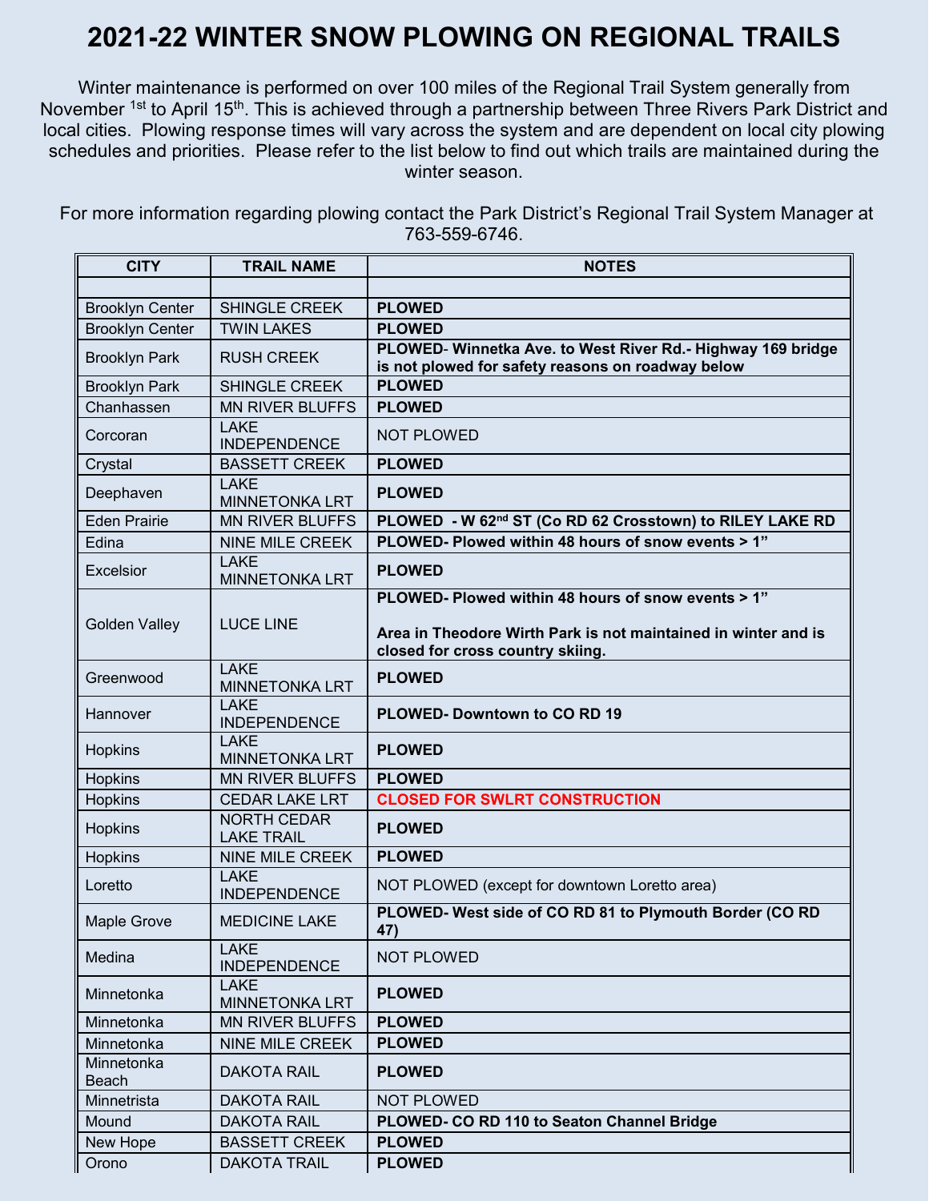# 2021-22 WINTER SNOW PLOWING ON REGIONAL TRAILS

Winter maintenance is performed on over 100 miles of the Regional Trail System generally from November 1st to April 15th. This is achieved through a partnership between Three Rivers Park District and local cities. Plowing response times will vary across the system and are dependent on local city plowing schedules and priorities. Please refer to the list below to find out which trails are maintained during the winter season.

For more information regarding plowing contact the Park District's Regional Trail System Manager at 763-559-6746.

| CITY | TRAIL NAME | NOTES |
|---|---|---|
| | | |
| Brooklyn Center | SHINGLE CREEK | **PLOWED** |
| Brooklyn Center | TWIN LAKES | **PLOWED** |
| Brooklyn Park | RUSH CREEK | **PLOWED- Winnetka Ave. to West River Rd.- Highway 169 bridge is not plowed for safety reasons on roadway below** |
| Brooklyn Park | SHINGLE CREEK | **PLOWED** |
| Chanhassen | MN RIVER BLUFFS | **PLOWED** |
| Corcoran | LAKE INDEPENDENCE | NOT PLOWED |
| Crystal | BASSETT CREEK | **PLOWED** |
| Deephaven | LAKE MINNETONKA LRT | **PLOWED** |
| Eden Prairie | MN RIVER BLUFFS | **PLOWED - W 62nd ST (Co RD 62 Crosstown) to RILEY LAKE RD** |
| Edina | NINE MILE CREEK | **PLOWED- Plowed within 48 hours of snow events > 1"** |
| Excelsior | LAKE MINNETONKA LRT | **PLOWED** |
| Golden Valley | LUCE LINE | **PLOWED- Plowed within 48 hours of snow events > 1"**<br><br>**Area in Theodore Wirth Park is not maintained in winter and is closed for cross country skiing.** |
| Greenwood | LAKE MINNETONKA LRT | **PLOWED** |
| Hannover | LAKE INDEPENDENCE | **PLOWED- Downtown to CO RD 19** |
| Hopkins | LAKE MINNETONKA LRT | **PLOWED** |
| Hopkins | MN RIVER BLUFFS | **PLOWED** |
| Hopkins | CEDAR LAKE LRT | **CLOSED FOR SWLRT CONSTRUCTION** |
| Hopkins | NORTH CEDAR LAKE TRAIL | **PLOWED** |
| Hopkins | NINE MILE CREEK | **PLOWED** |
| Loretto | LAKE INDEPENDENCE | NOT PLOWED (except for downtown Loretto area) |
| Maple Grove | MEDICINE LAKE | **PLOWED- West side of CO RD 81 to Plymouth Border (CO RD 47)** |
| Medina | LAKE INDEPENDENCE | NOT PLOWED |
| Minnetonka | LAKE MINNETONKA LRT | **PLOWED** |
| Minnetonka | MN RIVER BLUFFS | **PLOWED** |
| Minnetonka | NINE MILE CREEK | **PLOWED** |
| Minnetonka Beach | DAKOTA RAIL | **PLOWED** |
| Minnetrista | DAKOTA RAIL | NOT PLOWED |
| Mound | DAKOTA RAIL | **PLOWED- CO RD 110 to Seaton Channel Bridge** |
| New Hope | BASSETT CREEK | **PLOWED** |
| Orono | DAKOTA TRAIL | **PLOWED** |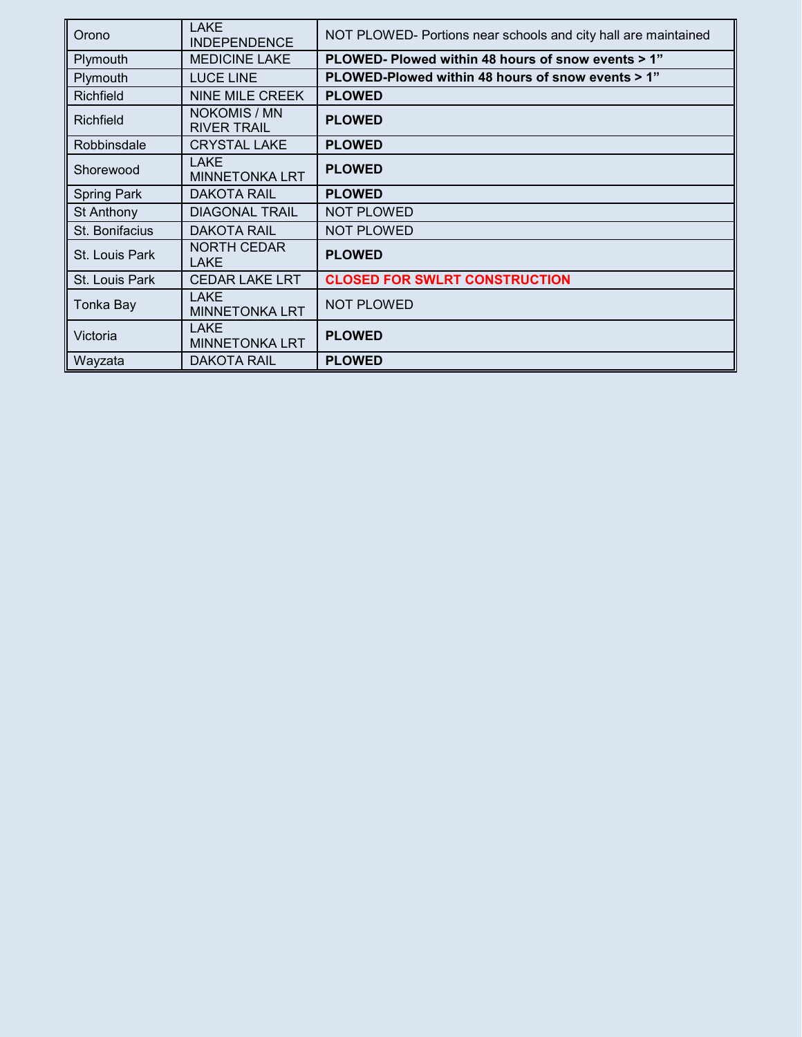| | | |
|---|---|---|
| Orono | LAKE INDEPENDENCE | NOT PLOWED- Portions near schools and city hall are maintained |
| Plymouth | MEDICINE LAKE | **PLOWED- Plowed within 48 hours of snow events > 1”** |
| Plymouth | LUCE LINE | **PLOWED-Plowed within 48 hours of snow events > 1”** |
| Richfield | NINE MILE CREEK | **PLOWED** |
| Richfield | NOKOMIS / MN RIVER TRAIL | **PLOWED** |
| Robbinsdale | CRYSTAL LAKE | **PLOWED** |
| Shorewood | LAKE MINNETONKA LRT | **PLOWED** |
| Spring Park | DAKOTA RAIL | **PLOWED** |
| St Anthony | DIAGONAL TRAIL | NOT PLOWED |
| St. Bonifacius | DAKOTA RAIL | NOT PLOWED |
| St. Louis Park | NORTH CEDAR LAKE | **PLOWED** |
| St. Louis Park | CEDAR LAKE LRT | **CLOSED FOR SWLRT CONSTRUCTION** |
| Tonka Bay | LAKE MINNETONKA LRT | NOT PLOWED |
| Victoria | LAKE MINNETONKA LRT | **PLOWED** |
| Wayzata | DAKOTA RAIL | **PLOWED** |